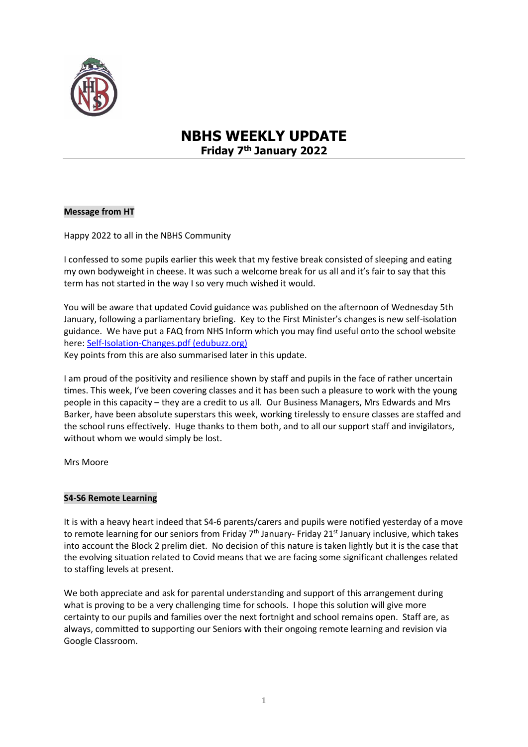# NBHS WEEKLY UPDATE

## Friday 7th January 2022

**Message from HT**

Happy 2022 to all in the NBHS Community

I confessed to some pupils earlier this week that my festive break consisted of sleeping and eating my own bodyweight in cheese. It was such a welcome break for us all and it's fair to say that this term has not started in the way I so very much wished it would.

You will be aware that updated Covid guidance was published on the afternoon of Wednesday 5th January, following a parliamentary briefing. Key to the First Minister's changes is new self-isolation guidance. We have put a FAQ from NHS Inform which you may find useful onto the school website here: Self-Isolation-Changes.pdf (edubuzz.org)
Key points from this are also summarised later in this update.

I am proud of the positivity and resilience shown by staff and pupils in the face of rather uncertain times. This week, I've been covering classes and it has been such a pleasure to work with the young people in this capacity – they are a credit to us all. Our Business Managers, Mrs Edwards and Mrs Barker, have been absolute superstars this week, working tirelessly to ensure classes are staffed and the school runs effectively. Huge thanks to them both, and to all our support staff and invigilators, without whom we would simply be lost.

Mrs Moore

**S4-S6 Remote Learning**

It is with a heavy heart indeed that S4-6 parents/carers and pupils were notified yesterday of a move to remote learning for our seniors from Friday 7th January- Friday 21st January inclusive, which takes into account the Block 2 prelim diet. No decision of this nature is taken lightly but it is the case that the evolving situation related to Covid means that we are facing some significant challenges related to staffing levels at present.

We both appreciate and ask for parental understanding and support of this arrangement during what is proving to be a very challenging time for schools. I hope this solution will give more certainty to our pupils and families over the next fortnight and school remains open. Staff are, as always, committed to supporting our Seniors with their ongoing remote learning and revision via Google Classroom.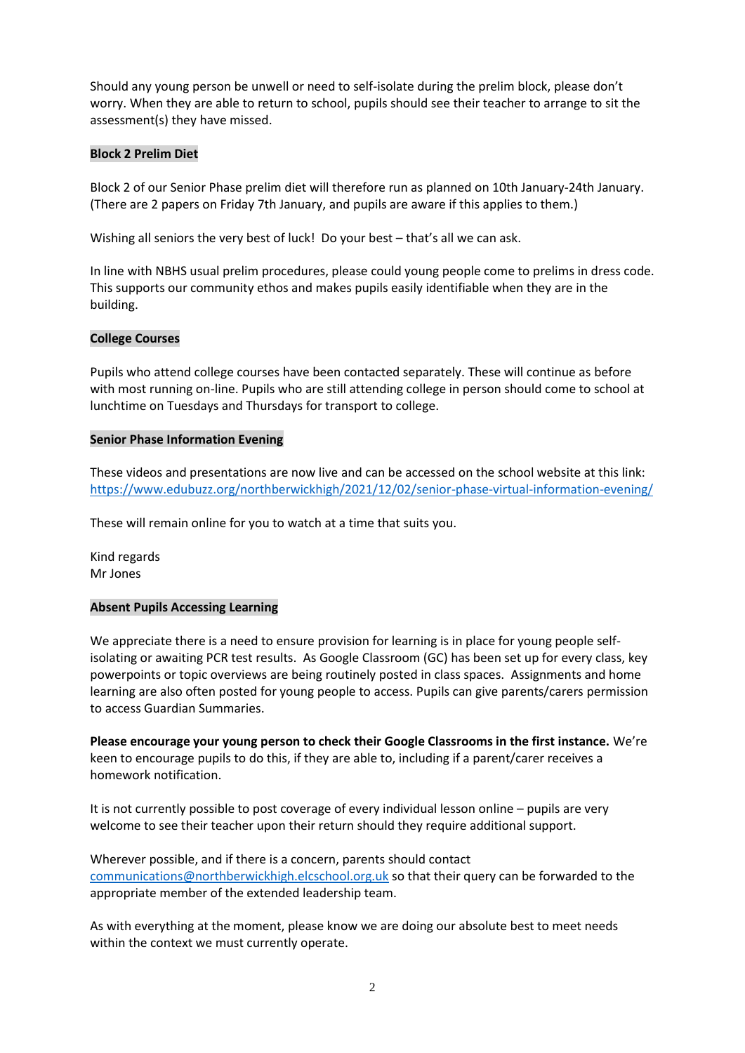Should any young person be unwell or need to self-isolate during the prelim block, please don't worry. When they are able to return to school, pupils should see their teacher to arrange to sit the assessment(s) they have missed.

**Block 2 Prelim Diet**

Block 2 of our Senior Phase prelim diet will therefore run as planned on 10th January-24th January. (There are 2 papers on Friday 7th January, and pupils are aware if this applies to them.)

Wishing all seniors the very best of luck! Do your best – that's all we can ask.

In line with NBHS usual prelim procedures, please could young people come to prelims in dress code. This supports our community ethos and makes pupils easily identifiable when they are in the building.

**College Courses**

Pupils who attend college courses have been contacted separately. These will continue as before with most running on-line. Pupils who are still attending college in person should come to school at lunchtime on Tuesdays and Thursdays for transport to college.

**Senior Phase Information Evening**

These videos and presentations are now live and can be accessed on the school website at this link: https://www.edubuzz.org/northberwickhigh/2021/12/02/senior-phase-virtual-information-evening/

These will remain online for you to watch at a time that suits you.

Kind regards
Mr Jones

**Absent Pupils Accessing Learning**

We appreciate there is a need to ensure provision for learning is in place for young people self-isolating or awaiting PCR test results. As Google Classroom (GC) has been set up for every class, key powerpoints or topic overviews are being routinely posted in class spaces. Assignments and home learning are also often posted for young people to access. Pupils can give parents/carers permission to access Guardian Summaries.

**Please encourage your young person to check their Google Classrooms in the first instance.** We're keen to encourage pupils to do this, if they are able to, including if a parent/carer receives a homework notification.

It is not currently possible to post coverage of every individual lesson online – pupils are very welcome to see their teacher upon their return should they require additional support.

Wherever possible, and if there is a concern, parents should contact communications@northberwickhigh.elcschool.org.uk so that their query can be forwarded to the appropriate member of the extended leadership team.

As with everything at the moment, please know we are doing our absolute best to meet needs within the context we must currently operate.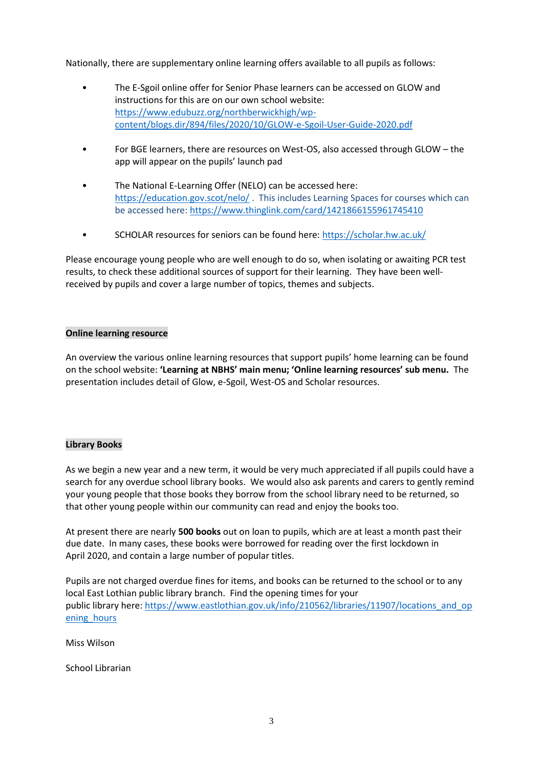Nationally, there are supplementary online learning offers available to all pupils as follows:

- The E-Sgoil online offer for Senior Phase learners can be accessed on GLOW and instructions for this are on our own school website: https://www.edubuzz.org/northberwickhigh/wp-content/blogs.dir/894/files/2020/10/GLOW-e-Sgoil-User-Guide-2020.pdf

- For BGE learners, there are resources on West-OS, also accessed through GLOW – the app will appear on the pupils' launch pad

- The National E-Learning Offer (NELO) can be accessed here: https://education.gov.scot/nelo/ . This includes Learning Spaces for courses which can be accessed here: https://www.thinglink.com/card/1421866155961745410

- SCHOLAR resources for seniors can be found here: https://scholar.hw.ac.uk/

Please encourage young people who are well enough to do so, when isolating or awaiting PCR test results, to check these additional sources of support for their learning. They have been well-received by pupils and cover a large number of topics, themes and subjects.

**Online learning resource**

An overview the various online learning resources that support pupils' home learning can be found on the school website: **'Learning at NBHS' main menu; 'Online learning resources' sub menu.** The presentation includes detail of Glow, e-Sgoil, West-OS and Scholar resources.

**Library Books**

As we begin a new year and a new term, it would be very much appreciated if all pupils could have a search for any overdue school library books. We would also ask parents and carers to gently remind your young people that those books they borrow from the school library need to be returned, so that other young people within our community can read and enjoy the books too.

At present there are nearly **500 books** out on loan to pupils, which are at least a month past their due date. In many cases, these books were borrowed for reading over the first lockdown in April 2020, and contain a large number of popular titles.

Pupils are not charged overdue fines for items, and books can be returned to the school or to any local East Lothian public library branch. Find the opening times for your public library here: https://www.eastlothian.gov.uk/info/210562/libraries/11907/locations_and_opening_hours

Miss Wilson

School Librarian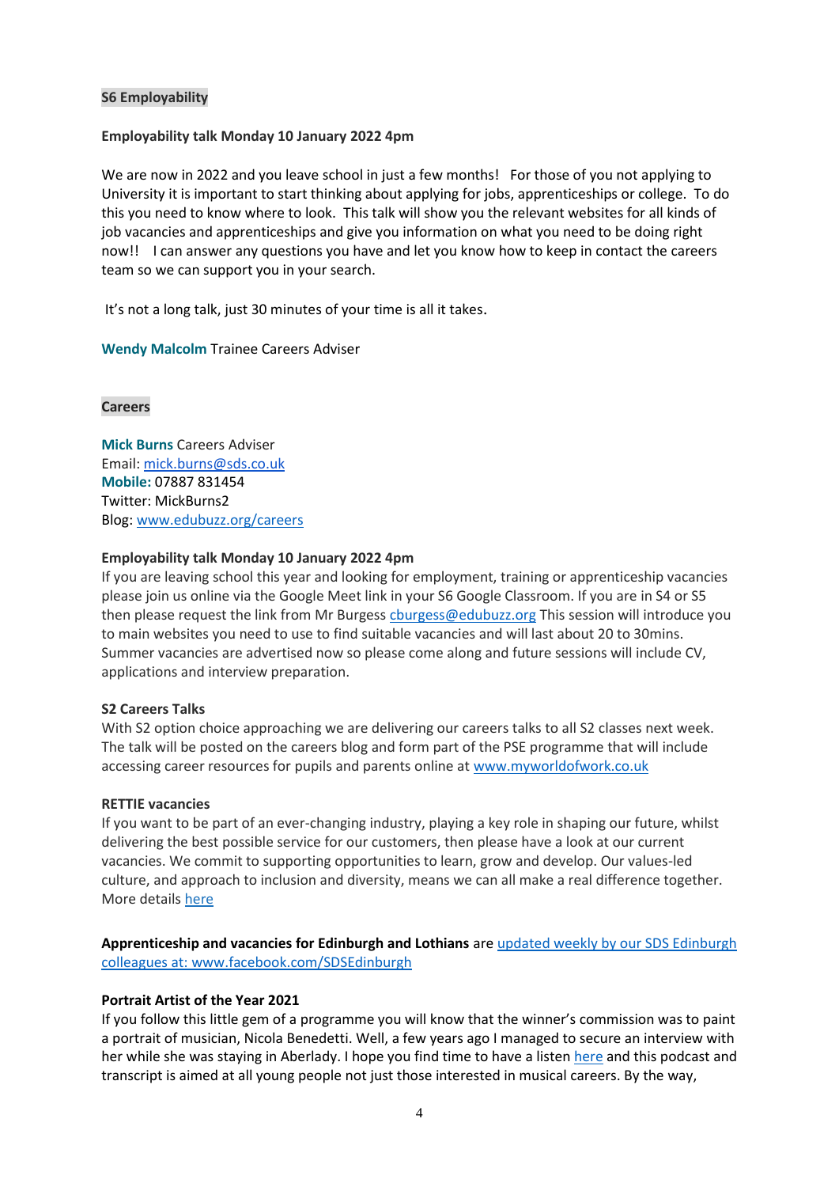## S6 Employability

**Employability talk Monday 10 January 2022 4pm**

We are now in 2022 and you leave school in just a few months! For those of you not applying to University it is important to start thinking about applying for jobs, apprenticeships or college. To do this you need to know where to look. This talk will show you the relevant websites for all kinds of job vacancies and apprenticeships and give you information on what you need to be doing right now!! I can answer any questions you have and let you know how to keep in contact the careers team so we can support you in your search.

It's not a long talk, just 30 minutes of your time is all it takes.

**Wendy Malcolm** Trainee Careers Adviser

## Careers

**Mick Burns** Careers Adviser
Email: mick.burns@sds.co.uk
**Mobile:** 07887 831454
Twitter: MickBurns2
Blog: www.edubuzz.org/careers

**Employability talk Monday 10 January 2022 4pm**
If you are leaving school this year and looking for employment, training or apprenticeship vacancies please join us online via the Google Meet link in your S6 Google Classroom. If you are in S4 or S5 then please request the link from Mr Burgess cburgess@edubuzz.org This session will introduce you to main websites you need to use to find suitable vacancies and will last about 20 to 30mins. Summer vacancies are advertised now so please come along and future sessions will include CV, applications and interview preparation.

**S2 Careers Talks**
With S2 option choice approaching we are delivering our careers talks to all S2 classes next week. The talk will be posted on the careers blog and form part of the PSE programme that will include accessing career resources for pupils and parents online at www.myworldofwork.co.uk

**RETTIE vacancies**
If you want to be part of an ever-changing industry, playing a key role in shaping our future, whilst delivering the best possible service for our customers, then please have a look at our current vacancies. We commit to supporting opportunities to learn, grow and develop. Our values-led culture, and approach to inclusion and diversity, means we can all make a real difference together. More details here

**Apprenticeship and vacancies for Edinburgh and Lothians** are updated weekly by our SDS Edinburgh colleagues at: www.facebook.com/SDSEdinburgh

**Portrait Artist of the Year 2021**
If you follow this little gem of a programme you will know that the winner's commission was to paint a portrait of musician, Nicola Benedetti. Well, a few years ago I managed to secure an interview with her while she was staying in Aberlady. I hope you find time to have a listen here and this podcast and transcript is aimed at all young people not just those interested in musical careers. By the way,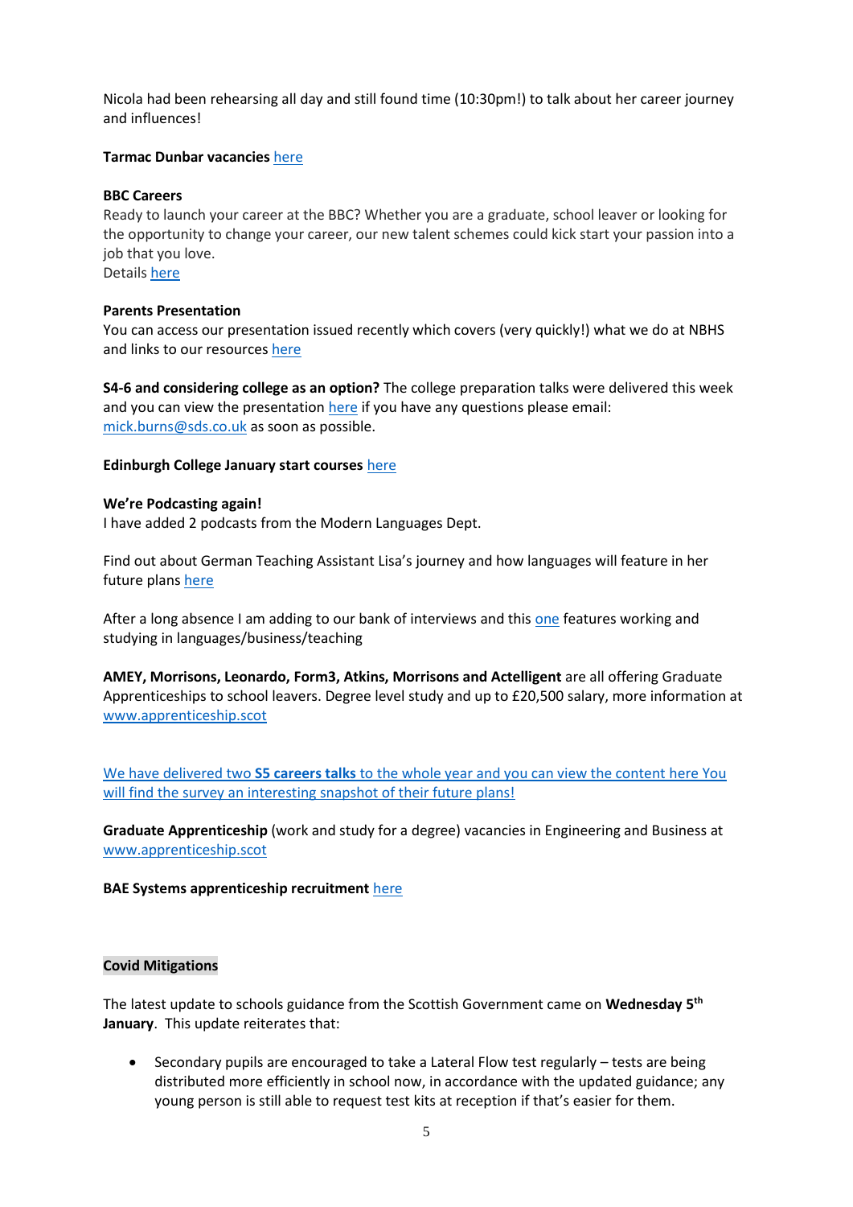Nicola had been rehearsing all day and still found time (10:30pm!) to talk about her career journey and influences!

**Tarmac Dunbar vacancies** here

**BBC Careers**
Ready to launch your career at the BBC? Whether you are a graduate, school leaver or looking for the opportunity to change your career, our new talent schemes could kick start your passion into a job that you love.
Details here

**Parents Presentation**
You can access our presentation issued recently which covers (very quickly!) what we do at NBHS and links to our resources here

**S4-6 and considering college as an option?** The college preparation talks were delivered this week and you can view the presentation here if you have any questions please email: mick.burns@sds.co.uk as soon as possible.

**Edinburgh College January start courses** here

**We're Podcasting again!**
I have added 2 podcasts from the Modern Languages Dept.

Find out about German Teaching Assistant Lisa's journey and how languages will feature in her future plans here

After a long absence I am adding to our bank of interviews and this one features working and studying in languages/business/teaching

**AMEY, Morrisons, Leonardo, Form3, Atkins, Morrisons and Actelligent** are all offering Graduate Apprenticeships to school leavers. Degree level study and up to £20,500 salary, more information at www.apprenticeship.scot

We have delivered two **S5 careers talks** to the whole year and you can view the content here You will find the survey an interesting snapshot of their future plans!

**Graduate Apprenticeship** (work and study for a degree) vacancies in Engineering and Business at www.apprenticeship.scot

**BAE Systems apprenticeship recruitment** here

**Covid Mitigations**

The latest update to schools guidance from the Scottish Government came on **Wednesday 5th January**. This update reiterates that:

- Secondary pupils are encouraged to take a Lateral Flow test regularly – tests are being distributed more efficiently in school now, in accordance with the updated guidance; any young person is still able to request test kits at reception if that's easier for them.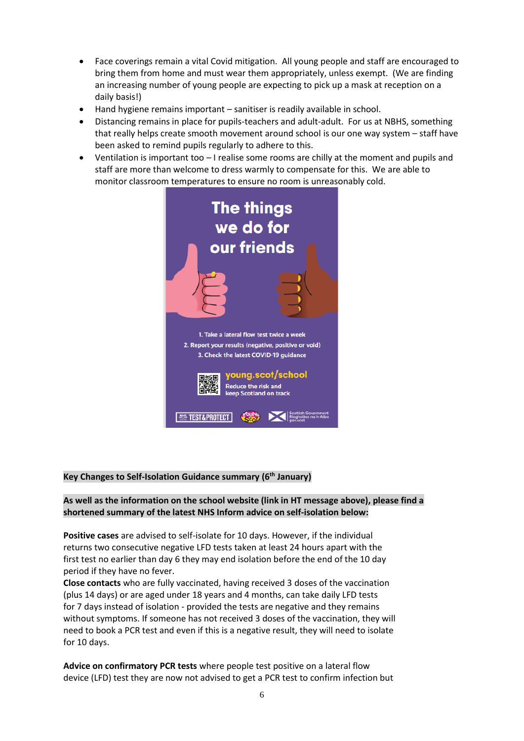- Face coverings remain a vital Covid mitigation. All young people and staff are encouraged to bring them from home and must wear them appropriately, unless exempt. (We are finding an increasing number of young people are expecting to pick up a mask at reception on a daily basis!)
- Hand hygiene remains important – sanitiser is readily available in school.
- Distancing remains in place for pupils-teachers and adult-adult. For us at NBHS, something that really helps create smooth movement around school is our one way system – staff have been asked to remind pupils regularly to adhere to this.
- Ventilation is important too – I realise some rooms are chilly at the moment and pupils and staff are more than welcome to dress warmly to compensate for this. We are able to monitor classroom temperatures to ensure no room is unreasonably cold.

The things we do for our friends

1. Take a lateral flow test twice a week
2. Report your results (negative, positive or void)
3. Check the latest COVID-19 guidance

young.scot/school
Reduce the risk and keep Scotland on track

**Key Changes to Self-Isolation Guidance summary (6th January)**

**As well as the information on the school website (link in HT message above), please find a shortened summary of the latest NHS Inform advice on self-isolation below:**

**Positive cases** are advised to self-isolate for 10 days. However, if the individual returns two consecutive negative LFD tests taken at least 24 hours apart with the first test no earlier than day 6 they may end isolation before the end of the 10 day period if they have no fever.
**Close contacts** who are fully vaccinated, having received 3 doses of the vaccination (plus 14 days) or are aged under 18 years and 4 months, can take daily LFD tests for 7 days instead of isolation - provided the tests are negative and they remains without symptoms. If someone has not received 3 doses of the vaccination, they will need to book a PCR test and even if this is a negative result, they will need to isolate for 10 days.

**Advice on confirmatory PCR tests** where people test positive on a lateral flow device (LFD) test they are now not advised to get a PCR test to confirm infection but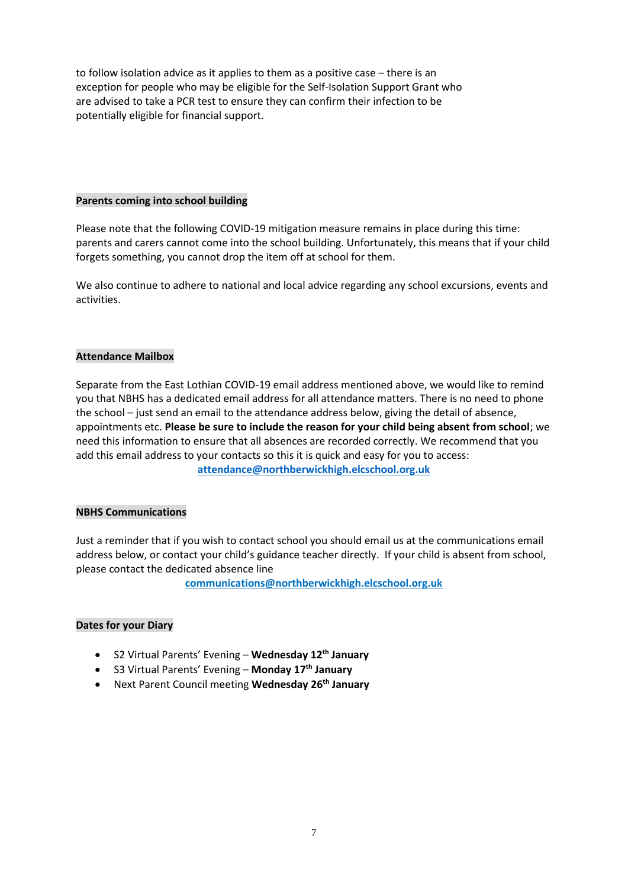to follow isolation advice as it applies to them as a positive case – there is an exception for people who may be eligible for the Self-Isolation Support Grant who are advised to take a PCR test to ensure they can confirm their infection to be potentially eligible for financial support.

**Parents coming into school building**

Please note that the following COVID-19 mitigation measure remains in place during this time: parents and carers cannot come into the school building. Unfortunately, this means that if your child forgets something, you cannot drop the item off at school for them.

We also continue to adhere to national and local advice regarding any school excursions, events and activities.

**Attendance Mailbox**

Separate from the East Lothian COVID-19 email address mentioned above, we would like to remind you that NBHS has a dedicated email address for all attendance matters. There is no need to phone the school – just send an email to the attendance address below, giving the detail of absence, appointments etc. **Please be sure to include the reason for your child being absent from school**; we need this information to ensure that all absences are recorded correctly. We recommend that you add this email address to your contacts so this it is quick and easy for you to access:

**attendance@northberwickhigh.elcschool.org.uk**

**NBHS Communications**

Just a reminder that if you wish to contact school you should email us at the communications email address below, or contact your child's guidance teacher directly. If your child is absent from school, please contact the dedicated absence line

**communications@northberwickhigh.elcschool.org.uk**

**Dates for your Diary**

- S2 Virtual Parents' Evening – **Wednesday 12th January**
- S3 Virtual Parents' Evening – **Monday 17th January**
- Next Parent Council meeting **Wednesday 26th January**